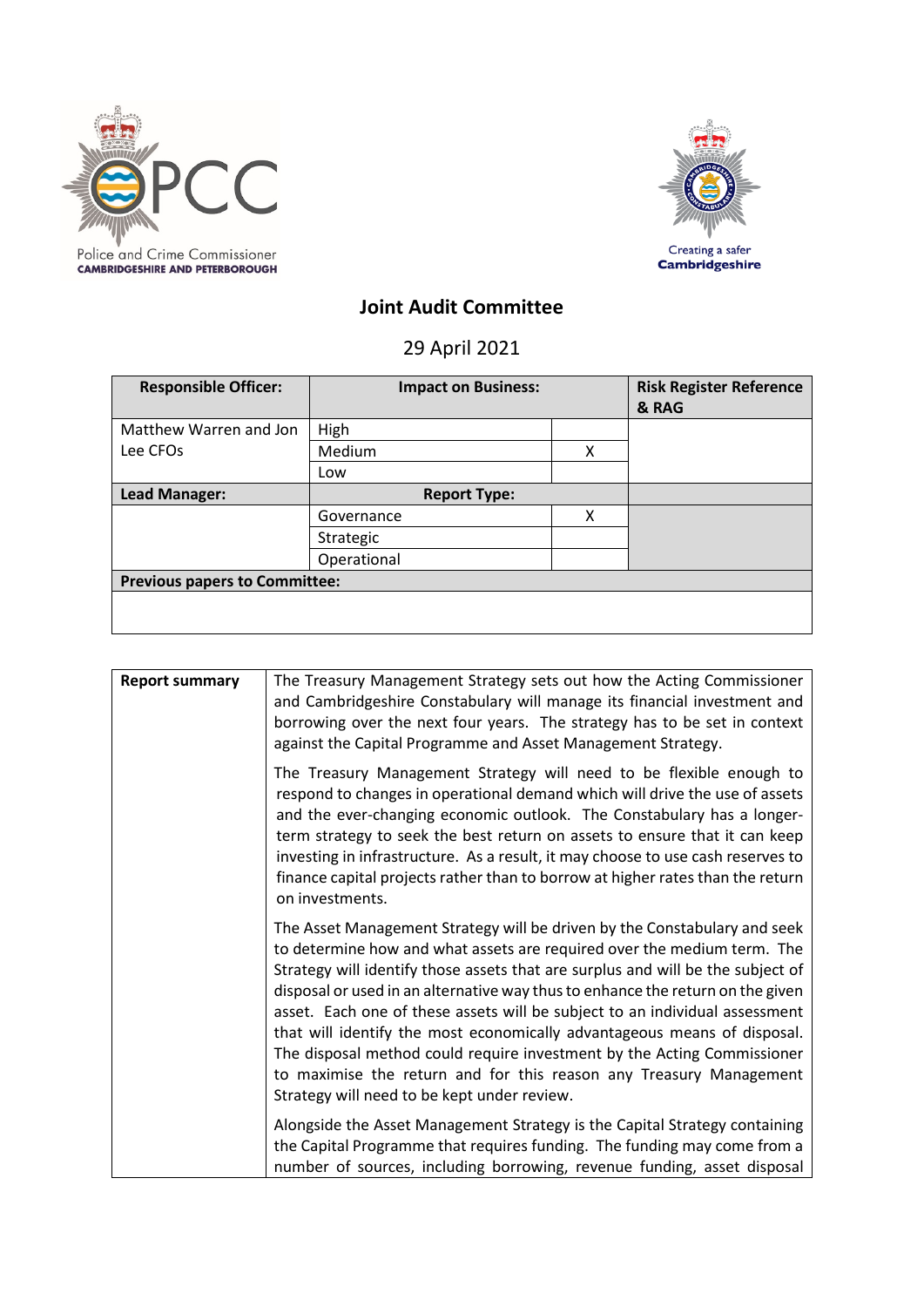Police and Crime Commissioner
CAMBRIDGESHIRE AND PETERBOROUGH

Creating a safer Cambridgeshire

# Joint Audit Committee

29 April 2021

| Responsible Officer: | Impact on Business: | | Risk Register Reference & RAG |
|---|---|---|---|
| Matthew Warren and Jon Lee CFOs | High | | |
| | Medium | X | |
| | Low | | |
| **Lead Manager:** | **Report Type:** | | |
| | Governance | X | |
| | Strategic | | |
| | Operational | | |
| **Previous papers to Committee:** | | | |
| | | | |

| | |
|---|---|
| **Report summary** | The Treasury Management Strategy sets out how the Acting Commissioner and Cambridgeshire Constabulary will manage its financial investment and borrowing over the next four years. The strategy has to be set in context against the Capital Programme and Asset Management Strategy. <br><br> The Treasury Management Strategy will need to be flexible enough to respond to changes in operational demand which will drive the use of assets and the ever-changing economic outlook. The Constabulary has a longer-term strategy to seek the best return on assets to ensure that it can keep investing in infrastructure. As a result, it may choose to use cash reserves to finance capital projects rather than to borrow at higher rates than the return on investments. <br><br> The Asset Management Strategy will be driven by the Constabulary and seek to determine how and what assets are required over the medium term. The Strategy will identify those assets that are surplus and will be the subject of disposal or used in an alternative way thus to enhance the return on the given asset. Each one of these assets will be subject to an individual assessment that will identify the most economically advantageous means of disposal. The disposal method could require investment by the Acting Commissioner to maximise the return and for this reason any Treasury Management Strategy will need to be kept under review. <br><br> Alongside the Asset Management Strategy is the Capital Strategy containing the Capital Programme that requires funding. The funding may come from a number of sources, including borrowing, revenue funding, asset disposal |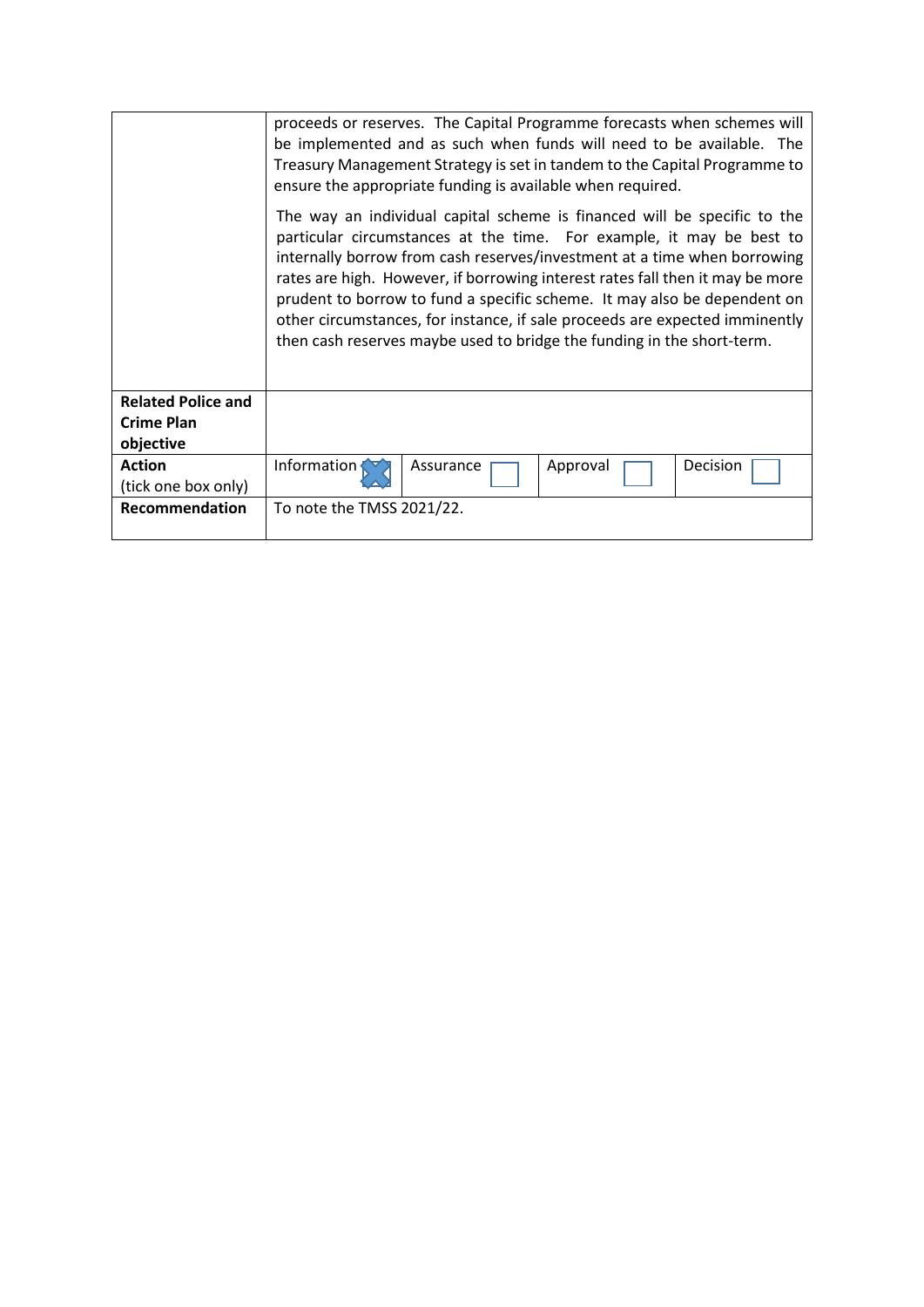| | | | | |
|---|---|---|---|---|
| | proceeds or reserves. The Capital Programme forecasts when schemes will be implemented and as such when funds will need to be available. The Treasury Management Strategy is set in tandem to the Capital Programme to ensure the appropriate funding is available when required.<br><br>The way an individual capital scheme is financed will be specific to the particular circumstances at the time. For example, it may be best to internally borrow from cash reserves/investment at a time when borrowing rates are high. However, if borrowing interest rates fall then it may be more prudent to borrow to fund a specific scheme. It may also be dependent on other circumstances, for instance, if sale proceeds are expected imminently then cash reserves maybe used to bridge the funding in the short-term. | | | |
| **Related Police and Crime Plan objective** | | | | |
| **Action** (tick one box only) | Information ☒ | Assurance ☐ | Approval ☐ | Decision ☐ |
| **Recommendation** | To note the TMSS 2021/22. | | | |